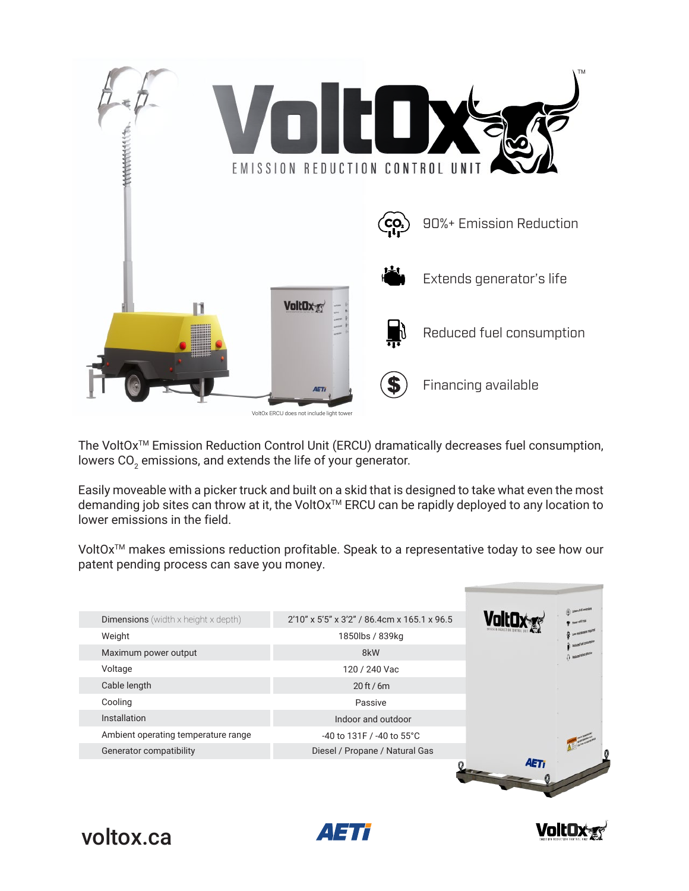# VoltOx™

EMISSION REDUCTION CONTROL UNIT

- 90%+ Emission Reduction
- Extends generator's life
- Reduced fuel consumption
- Financing available

VoltOx ERCU does not include light tower

The VoltOx™ Emission Reduction Control Unit (ERCU) dramatically decreases fuel consumption, lowers $CO_2$ emissions, and extends the life of your generator.

Easily moveable with a picker truck and built on a skid that is designed to take what even the most demanding job sites can throw at it, the VoltOx™ ERCU can be rapidly deployed to any location to lower emissions in the field.

VoltOx™ makes emissions reduction profitable. Speak to a representative today to see how our patent pending process can save you money.

| | |
|---|---|
| Dimensions (width x height x depth) | 2'10" x 5'5" x 3'2" / 86.4cm x 165.1 x 96.5 |
| Weight | 1850lbs / 839kg |
| Maximum power output | 8kW |
| Voltage | 120 / 240 Vac |
| Cable length | 20 ft / 6m |
| Cooling | Passive |
| Installation | Indoor and outdoor |
| Ambient operating temperature range | -40 to 131F / -40 to 55°C |
| Generator compatibility | Diesel / Propane / Natural Gas |

voltox.ca

AETi

VoltOx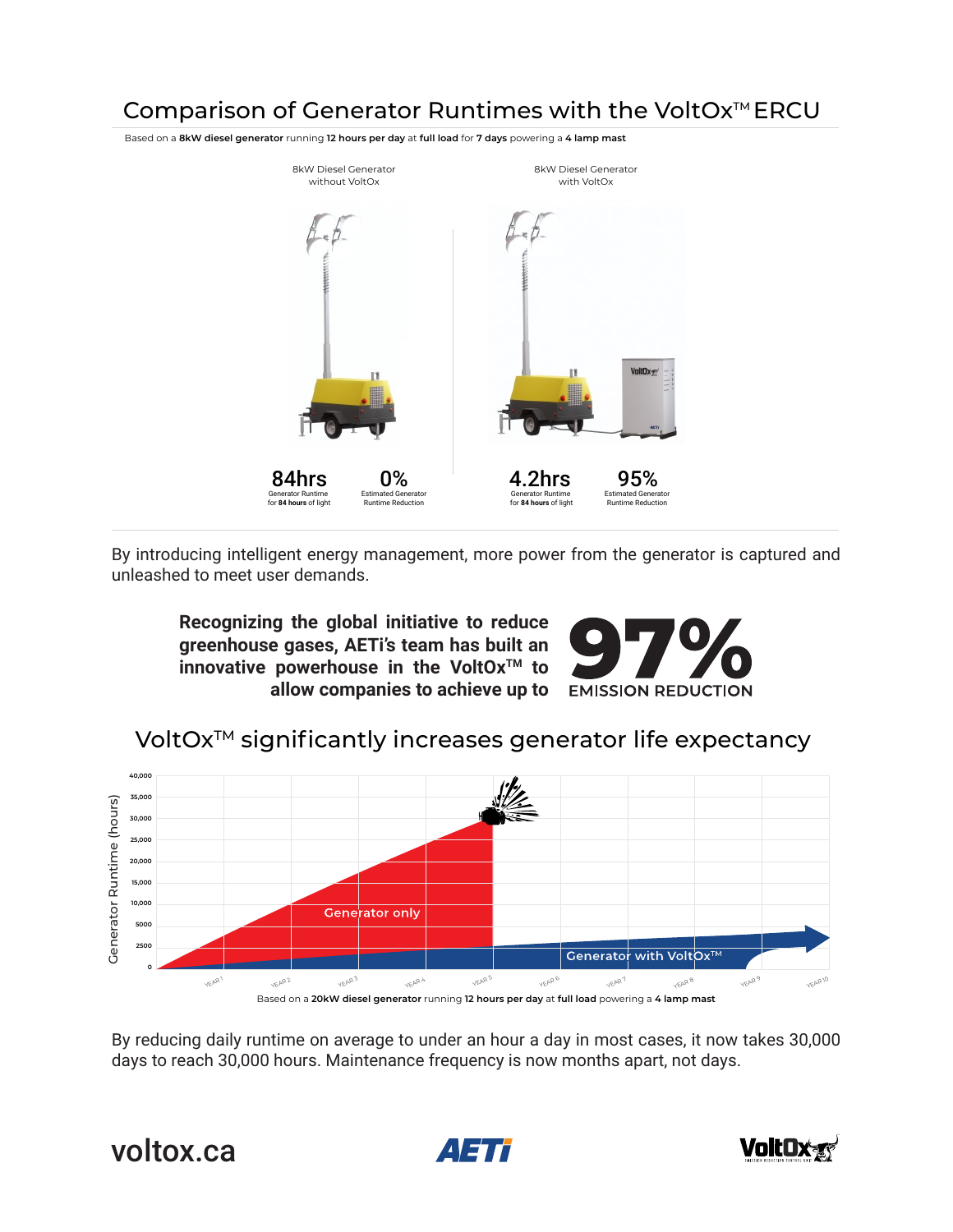# Comparison of Generator Runtimes with the VoltOx™ ERCU

Based on a **8kW diesel generator** running **12 hours per day** at **full load** for **7 days** powering a **4 lamp mast**

| 8kW Diesel Generator without VoltOx | | 8kW Diesel Generator with VoltOx | |
|---|---|---|---|
| **84hrs** | **0%** | **4.2hrs** | **95%** |
| Generator Runtime for **84 hours** of light | Estimated Generator Runtime Reduction | Generator Runtime for **84 hours** of light | Estimated Generator Runtime Reduction |

By introducing intelligent energy management, more power from the generator is captured and unleashed to meet user demands.

**Recognizing the global initiative to reduce greenhouse gases, AETi's team has built an innovative powerhouse in the VoltOx™ to allow companies to achieve up to**

**97%**
**EMISSION REDUCTION**

## VoltOx™ significantly increases generator life expectancy

Generator Runtime (hours): 0, 2500, 5000, 10,000, 15,000, 20,000, 25,000, 30,000, 35,000, 40,000

YEAR 1, YEAR 2, YEAR 3, YEAR 4, YEAR 5, YEAR 6, YEAR 7, YEAR 8, YEAR 9, YEAR 10

Generator only

Generator with VoltOx™

Based on a **20kW diesel generator** running **12 hours per day** at **full load** powering a **4 lamp mast**

By reducing daily runtime on average to under an hour a day in most cases, it now takes 30,000 days to reach 30,000 hours. Maintenance frequency is now months apart, not days.

voltox.ca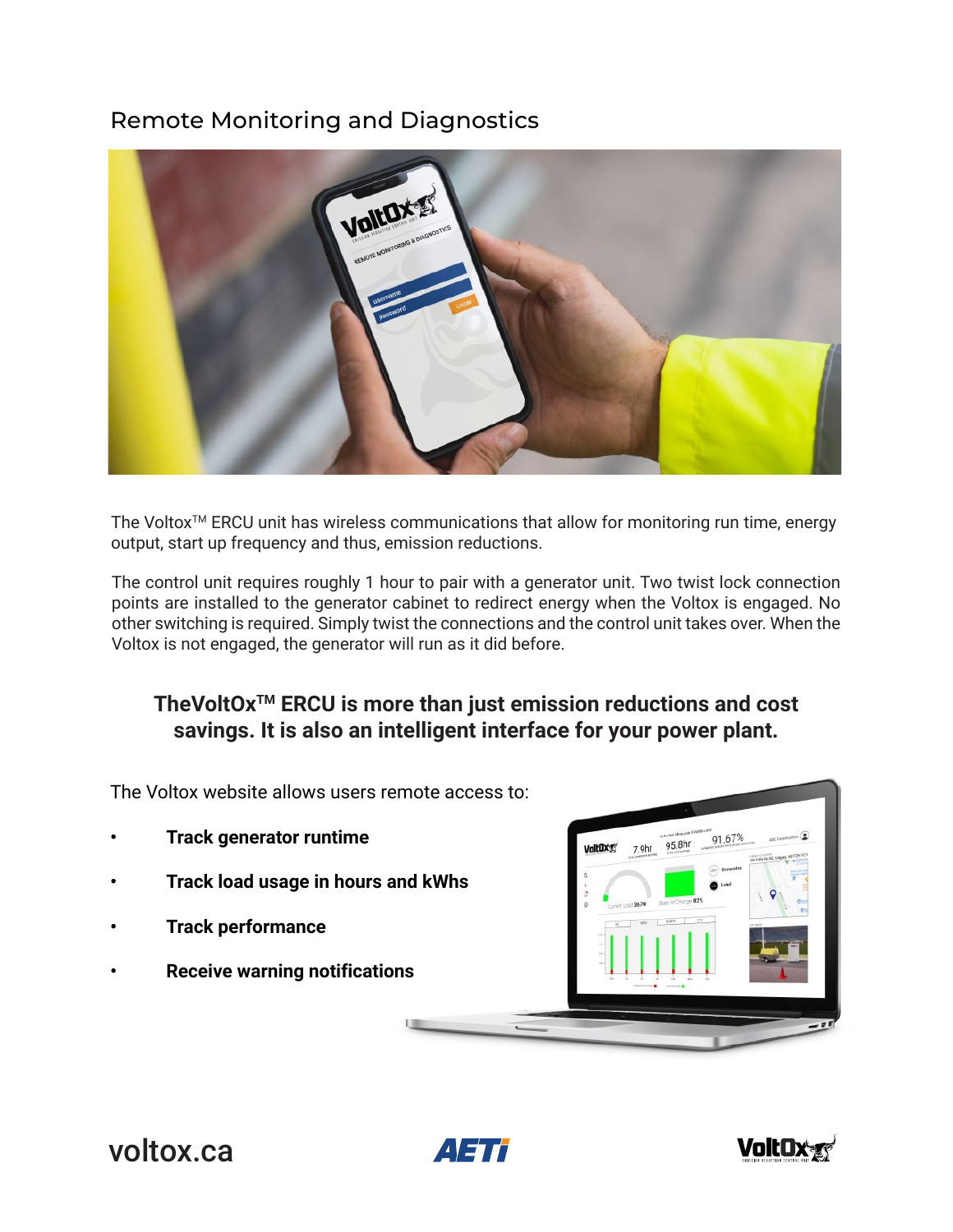## Remote Monitoring and Diagnostics

The Voltox™ ERCU unit has wireless communications that allow for monitoring run time, energy output, start up frequency and thus, emission reductions.

The control unit requires roughly 1 hour to pair with a generator unit. Two twist lock connection points are installed to the generator cabinet to redirect energy when the Voltox is engaged. No other switching is required. Simply twist the connections and the control unit takes over. When the Voltox is not engaged, the generator will run as it did before.

**TheVoltOx™ ERCU is more than just emission reductions and cost savings. It is also an intelligent interface for your power plant.**

The Voltox website allows users remote access to:

- **Track generator runtime**
- **Track load usage in hours and kWhs**
- **Track performance**
- **Receive warning notifications**

voltox.ca